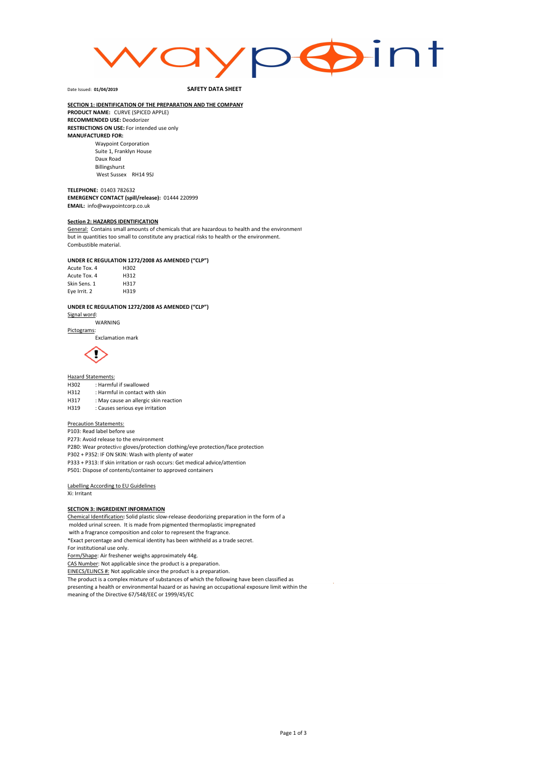Date Issued: **01/04/2019** **SAFETY DATA SHEET**

**SECTION 1: IDENTIFICATION OF THE PREPARATION AND THE COMPANY**

**PRODUCT NAME:** CURVE (SPICED APPLE)
**RECOMMENDED USE:** Deodorizer
**RESTRICTIONS ON USE:** For intended use only
**MANUFACTURED FOR:**

Waypoint Corporation
Suite 1, Franklyn House
Daux Road
Billingshurst
West Sussex RH14 9SJ

**TELEPHONE:** 01403 782632
**EMERGENCY CONTACT (spill/release):** 01444 220999
**EMAIL:** info@waypointcorp.co.uk

**Section 2: HAZARDS IDENTIFICATION**

General: Contains small amounts of chemicals that are hazardous to health and the environment but in quantities too small to constitute any practical risks to health or the environment.
Combustible material.

**UNDER EC REGULATION 1272/2008 AS AMENDED ("CLP")**

| | |
|---|---|
| Acute Tox. 4 | H302 |
| Acute Tox. 4 | H312 |
| Skin Sens. 1 | H317 |
| Eye Irrit. 2 | H319 |

**UNDER EC REGULATION 1272/2008 AS AMENDED ("CLP")**

Signal word:
WARNING

Pictograms:
Exclamation mark

Hazard Statements:

| | |
|---|---|
| H302 | : Harmful if swallowed |
| H312 | : Harmful in contact with skin |
| H317 | : May cause an allergic skin reaction |
| H319 | : Causes serious eye irritation |

Precaution Statements:

P103: Read label before use
P273: Avoid release to the environment
P280: Wear protective gloves/protection clothing/eye protection/face protection
P302 + P352: IF ON SKIN: Wash with plenty of water
P333 + P313: If skin irritation or rash occurs: Get medical advice/attention
P501: Dispose of contents/container to approved containers

Labelling According to EU Guidelines
Xi: Irritant

**SECTION 3: INGREDIENT INFORMATION**

Chemical Identification**:** Solid plastic slow-release deodorizing preparation in the form of a molded urinal screen. It is made from pigmented thermoplastic impregnated with a fragrance composition and color to represent the fragrance.
*Exact percentage and chemical identity has been withheld as a trade secret.
For institutional use only.
Form/Shape: Air freshener weighs approximately 44g.
CAS Number: Not applicable since the product is a preparation.
EINECS/ELINCS #: Not applicable since the product is a preparation.
The product is a complex mixture of substances of which the following have been classified as presenting a health or environmental hazard or as having an occupational exposure limit within the meaning of the Directive 67/548/EEC or 1999/45/EC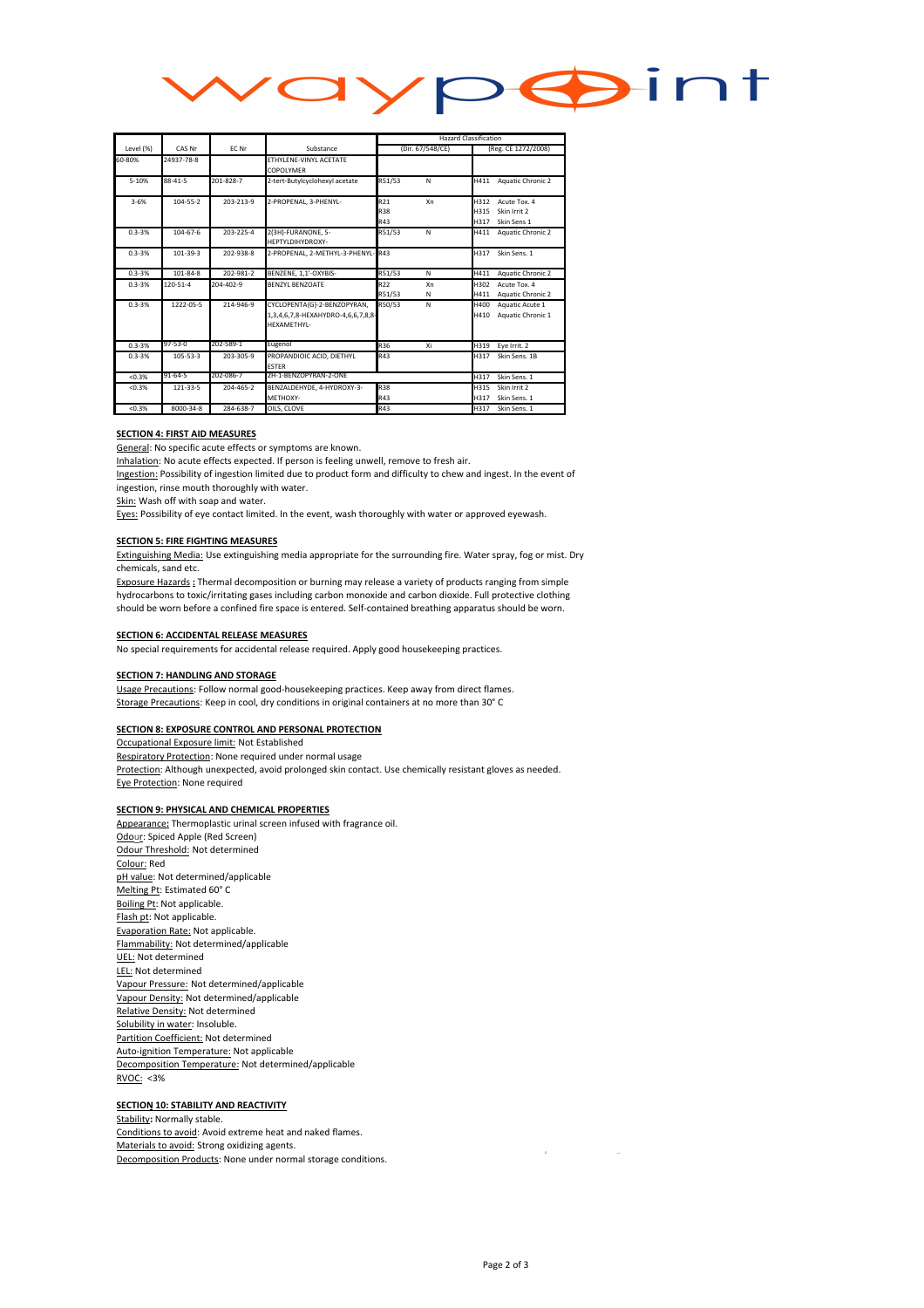waypoint

| Level (%) | CAS Nr | EC Nr | Substance | Hazard Classification | | Hazard Classification | |
|---|---|---|---|---|---|---|---|
| | | | | (Dir. 67/548/CE) | | (Reg. CE 1272/2008) | |
| 60-80% | 24937-78-8 | | ETHYLENE-VINYL ACETATE COPOLYMER | | | | |
| 5-10% | 88-41-5 | 201-828-7 | 2-tert-Butylcyclohexyl acetate | R51/53 | N | H411 | Aquatic Chronic 2 |
| 3-6% | 104-55-2 | 203-213-9 | 2-PROPENAL, 3-PHENYL- | R21<br>R38<br>R43 | Xn | H312<br>H315<br>H317 | Acute Tox. 4<br>Skin Irrit 2<br>Skin Sens 1 |
| 0.3-3% | 104-67-6 | 203-225-4 | 2(3H)-FURANONE, 5-HEPTYLDIHYDROXY- | R51/53 | N | H411 | Aquatic Chronic 2 |
| 0.3-3% | 101-39-3 | 202-938-8 | 2-PROPENAL, 2-METHYL-3-PHENYL- | R43 | | H317 | Skin Sens. 1 |
| 0.3-3% | 101-84-8 | 202-981-2 | BENZENE, 1,1'-OXYBIS- | R51/53 | N | H411 | Aquatic Chronic 2 |
| 0.3-3% | 120-51-4 | 204-402-9 | BENZYL BENZOATE | R22<br>R51/53 | Xn<br>N | H302<br>H411 | Acute Tox. 4<br>Aquatic Chronic 2 |
| 0.3-3% | 1222-05-5 | 214-946-9 | CYCLOPENTA(G)-2-BENZOPYRAN, 1,3,4,6,7,8-HEXAHYDRO-4,6,6,7,8,8-HEXAMETHYL- | R50/53 | N | H400<br>H410 | Aquatic Acute 1<br>Aquatic Chronic 1 |
| 0.3-3% | 97-53-0 | 202-589-1 | Eugenol | R36 | Xi | H319 | Eye Irrit. 2 |
| 0.3-3% | 105-53-3 | 203-305-9 | PROPANDIOIC ACID, DIETHYL ESTER | R43 | | H317 | Skin Sens. 1B |
| <0.3% | 91-64-5 | 202-086-7 | 2H-1-BENZOPYRAN-2-ONE | | | H317 | Skin Sens. 1 |
| <0.3% | 121-33-5 | 204-465-2 | BENZALDEHYDE, 4-HYDROXY-3-METHOXY- | R38<br>R43 | | H315<br>H317 | Skin Irrit 2<br>Skin Sens. 1 |
| <0.3% | 8000-34-8 | 284-638-7 | OILS, CLOVE | R43 | | H317 | Skin Sens. 1 |

## SECTION 4: FIRST AID MEASURES

General: No specific acute effects or symptoms are known.

Inhalation: No acute effects expected. If person is feeling unwell, remove to fresh air.

Ingestion: Possibility of ingestion limited due to product form and difficulty to chew and ingest. In the event of ingestion, rinse mouth thoroughly with water.

Skin: Wash off with soap and water.

Eyes: Possibility of eye contact limited. In the event, wash thoroughly with water or approved eyewash.

## SECTION 5: FIRE FIGHTING MEASURES

Extinguishing Media: Use extinguishing media appropriate for the surrounding fire. Water spray, fog or mist. Dry chemicals, sand etc.

Exposure Hazards **:** Thermal decomposition or burning may release a variety of products ranging from simple hydrocarbons to toxic/irritating gases including carbon monoxide and carbon dioxide. Full protective clothing should be worn before a confined fire space is entered. Self-contained breathing apparatus should be worn.

## SECTION 6: ACCIDENTAL RELEASE MEASURES

No special requirements for accidental release required. Apply good housekeeping practices.

## SECTION 7: HANDLING AND STORAGE

Usage Precautions: Follow normal good-housekeeping practices. Keep away from direct flames.

Storage Precautions: Keep in cool, dry conditions in original containers at no more than 30° C

## SECTION 8: EXPOSURE CONTROL AND PERSONAL PROTECTION

Occupational Exposure limit: Not Established

Respiratory Protection: None required under normal usage

Protection: Although unexpected, avoid prolonged skin contact. Use chemically resistant gloves as needed.

Eye Protection: None required

## SECTION 9: PHYSICAL AND CHEMICAL PROPERTIES

Appearance**:** Thermoplastic urinal screen infused with fragrance oil.

Odour: Spiced Apple (Red Screen)

Odour Threshold: Not determined

Colour: Red

pH value: Not determined/applicable

Melting Pt: Estimated 60° C

Boiling Pt: Not applicable.

Flash pt: Not applicable.

Evaporation Rate: Not applicable.

Flammability: Not determined/applicable

UEL: Not determined

LEL: Not determined

Vapour Pressure: Not determined/applicable

Vapour Density: Not determined/applicable

Relative Density: Not determined

Solubility in water: Insoluble.

Partition Coefficient: Not determined

Auto-ignition Temperature: Not applicable

Decomposition Temperature: Not determined/applicable

RVOC: <3%

## SECTION 10: STABILITY AND REACTIVITY

Stability**:** Normally stable.

Conditions to avoid: Avoid extreme heat and naked flames.

Materials to avoid: Strong oxidizing agents.

Decomposition Products: None under normal storage conditions.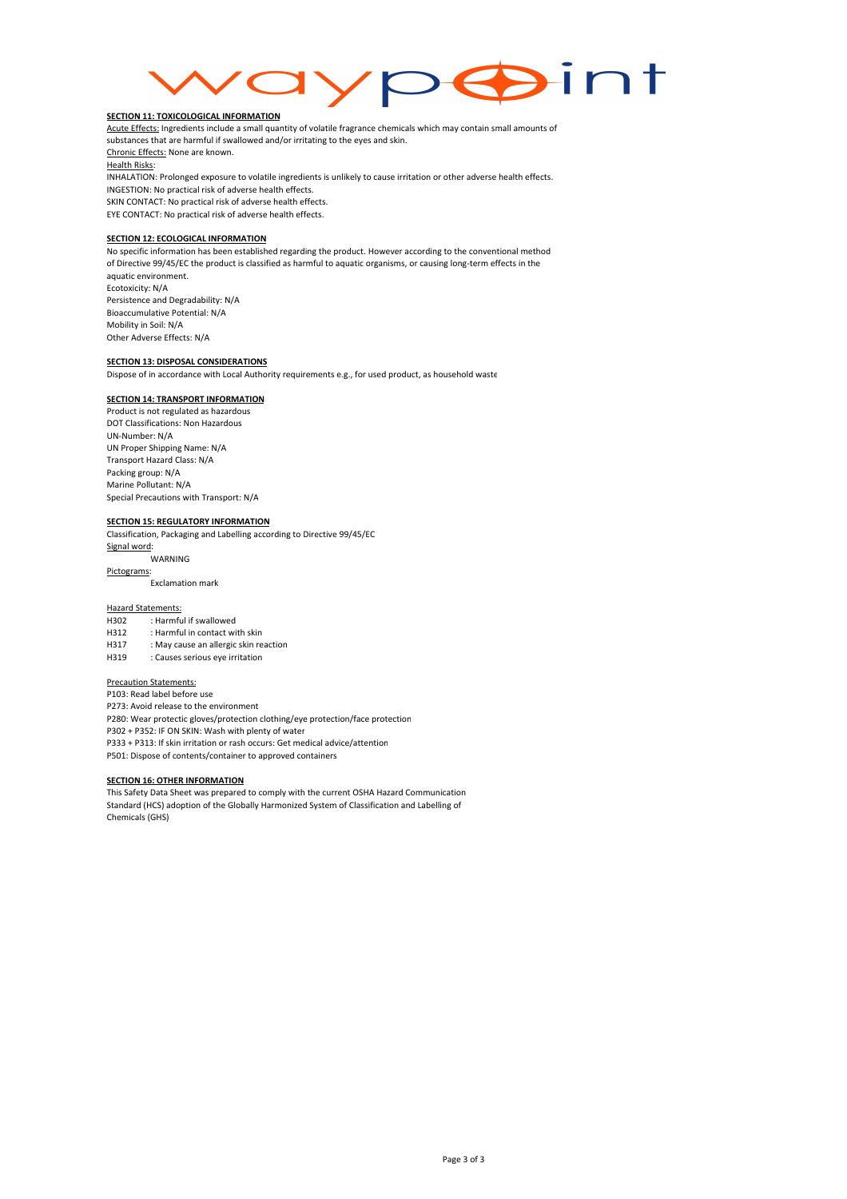## SECTION 11: TOXICOLOGICAL INFORMATION

Acute Effects: Ingredients include a small quantity of volatile fragrance chemicals which may contain small amounts of substances that are harmful if swallowed and/or irritating to the eyes and skin.

Chronic Effects: None are known.

Health Risks:

INHALATION: Prolonged exposure to volatile ingredients is unlikely to cause irritation or other adverse health effects.
INGESTION: No practical risk of adverse health effects.
SKIN CONTACT: No practical risk of adverse health effects.
EYE CONTACT: No practical risk of adverse health effects.

## SECTION 12: ECOLOGICAL INFORMATION

No specific information has been established regarding the product. However according to the conventional method of Directive 99/45/EC the product is classified as harmful to aquatic organisms, or causing long-term effects in the aquatic environment.

Ecotoxicity: N/A
Persistence and Degradability: N/A
Bioaccumulative Potential: N/A
Mobility in Soil: N/A
Other Adverse Effects: N/A

## SECTION 13: DISPOSAL CONSIDERATIONS

Dispose of in accordance with Local Authority requirements e.g., for used product, as household waste

## SECTION 14: TRANSPORT INFORMATION

Product is not regulated as hazardous
DOT Classifications: Non Hazardous
UN-Number: N/A
UN Proper Shipping Name: N/A
Transport Hazard Class: N/A
Packing group: N/A
Marine Pollutant: N/A
Special Precautions with Transport: N/A

## SECTION 15: REGULATORY INFORMATION

Classification, Packaging and Labelling according to Directive 99/45/EC

Signal word:
WARNING

Pictograms:
Exclamation mark

Hazard Statements:

H302 : Harmful if swallowed
H312 : Harmful in contact with skin
H317 : May cause an allergic skin reaction
H319 : Causes serious eye irritation

Precaution Statements:

P103: Read label before use
P273: Avoid release to the environment
P280: Wear protectic gloves/protection clothing/eye protection/face protection
P302 + P352: IF ON SKIN: Wash with plenty of water
P333 + P313: If skin irritation or rash occurs: Get medical advice/attention
P501: Dispose of contents/container to approved containers

## SECTION 16: OTHER INFORMATION

This Safety Data Sheet was prepared to comply with the current OSHA Hazard Communication Standard (HCS) adoption of the Globally Harmonized System of Classification and Labelling of Chemicals (GHS)